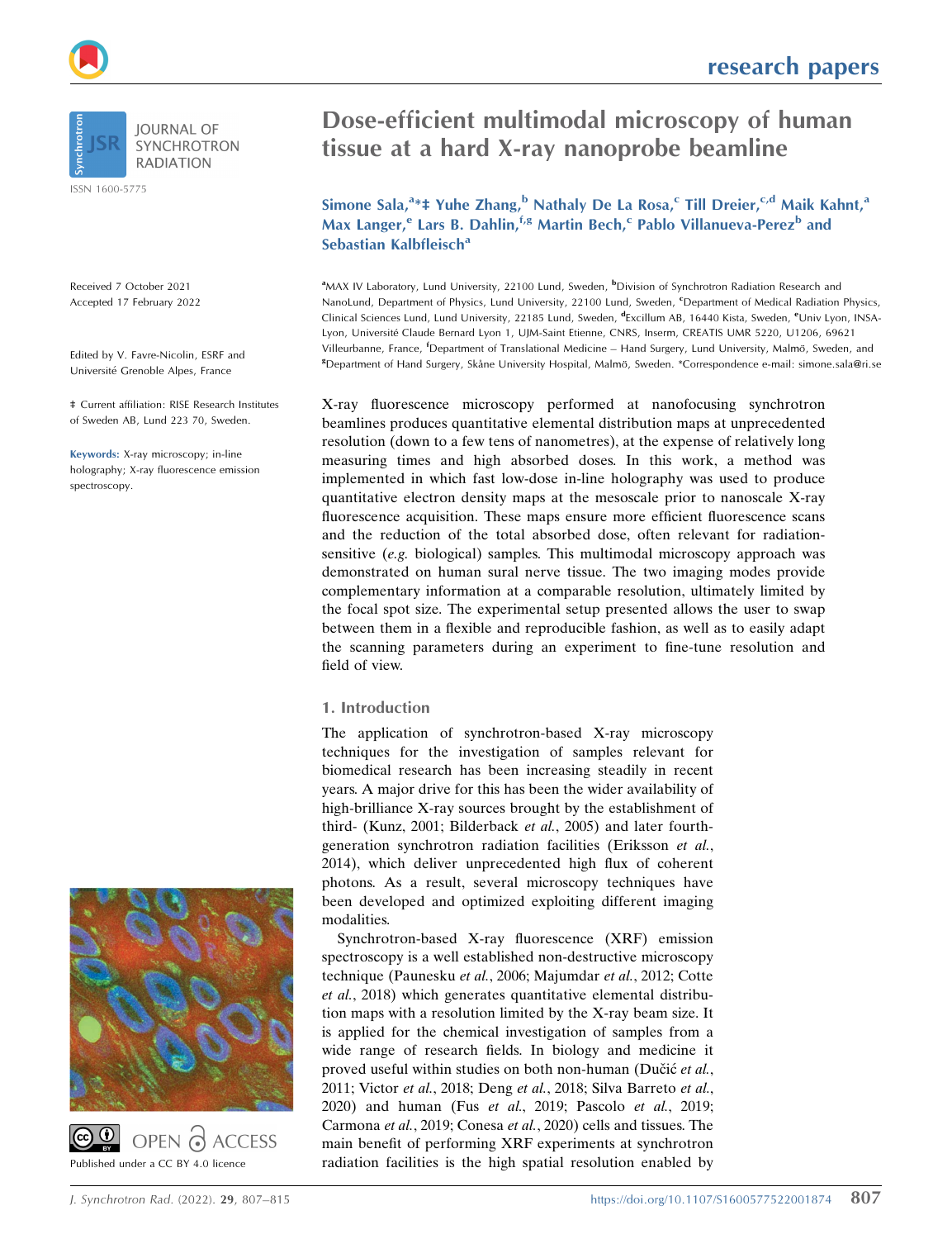# Dose-efficient multimodal microscopy of human tissue at a hard X-ray nanoprobe beamline

**Simone Sala,[a]*‡ Yuhe Zhang,[b] Nathaly De La Rosa,[c] Till Dreier,[c,d] Maik Kahnt,[a] Max Langer,[e] Lars B. Dahlin,[f,g] Martin Bech,[c] Pablo Villanueva-Perez[b] and Sebastian Kalbfleisch[a]**

[a]MAX IV Laboratory, Lund University, 22100 Lund, Sweden, [b]Division of Synchrotron Radiation Research and NanoLund, Department of Physics, Lund University, 22100 Lund, Sweden, [c]Department of Medical Radiation Physics, Clinical Sciences Lund, Lund University, 22185 Lund, Sweden, [d]Excillum AB, 16440 Kista, Sweden, [e]Univ Lyon, INSA-Lyon, Université Claude Bernard Lyon 1, UJM-Saint Etienne, CNRS, Inserm, CREATIS UMR 5220, U1206, 69621 Villeurbanne, France, [f]Department of Translational Medicine – Hand Surgery, Lund University, Malmö, Sweden, and [g]Department of Hand Surgery, Skåne University Hospital, Malmö, Sweden. *Correspondence e-mail: simone.sala@ri.se

Received 7 October 2021
Accepted 17 February 2022

Edited by V. Favre-Nicolin, ESRF and Université Grenoble Alpes, France

‡ Current affiliation: RISE Research Institutes of Sweden AB, Lund 223 70, Sweden.

**Keywords:** X-ray microscopy; in-line holography; X-ray fluorescence emission spectroscopy.

OPEN ACCESS
Published under a CC BY 4.0 licence

X-ray fluorescence microscopy performed at nanofocusing synchrotron beamlines produces quantitative elemental distribution maps at unprecedented resolution (down to a few tens of nanometres), at the expense of relatively long measuring times and high absorbed doses. In this work, a method was implemented in which fast low-dose in-line holography was used to produce quantitative electron density maps at the mesoscale prior to nanoscale X-ray fluorescence acquisition. These maps ensure more efficient fluorescence scans and the reduction of the total absorbed dose, often relevant for radiation-sensitive (*e.g.* biological) samples. This multimodal microscopy approach was demonstrated on human sural nerve tissue. The two imaging modes provide complementary information at a comparable resolution, ultimately limited by the focal spot size. The experimental setup presented allows the user to swap between them in a flexible and reproducible fashion, as well as to easily adapt the scanning parameters during an experiment to fine-tune resolution and field of view.

## 1. Introduction

The application of synchrotron-based X-ray microscopy techniques for the investigation of samples relevant for biomedical research has been increasing steadily in recent years. A major drive for this has been the wider availability of high-brilliance X-ray sources brought by the establishment of third- (Kunz, 2001; Bilderback *et al.*, 2005) and later fourth-generation synchrotron radiation facilities (Eriksson *et al.*, 2014), which deliver unprecedented high flux of coherent photons. As a result, several microscopy techniques have been developed and optimized exploiting different imaging modalities.

Synchrotron-based X-ray fluorescence (XRF) emission spectroscopy is a well established non-destructive microscopy technique (Paunesku *et al.*, 2006; Majumdar *et al.*, 2012; Cotte *et al.*, 2018) which generates quantitative elemental distribution maps with a resolution limited by the X-ray beam size. It is applied for the chemical investigation of samples from a wide range of research fields. In biology and medicine it proved useful within studies on both non-human (Dučić *et al.*, 2011; Victor *et al.*, 2018; Deng *et al.*, 2018; Silva Barreto *et al.*, 2020) and human (Fus *et al.*, 2019; Pascolo *et al.*, 2019; Carmona *et al.*, 2019; Conesa *et al.*, 2020) cells and tissues. The main benefit of performing XRF experiments at synchrotron radiation facilities is the high spatial resolution enabled by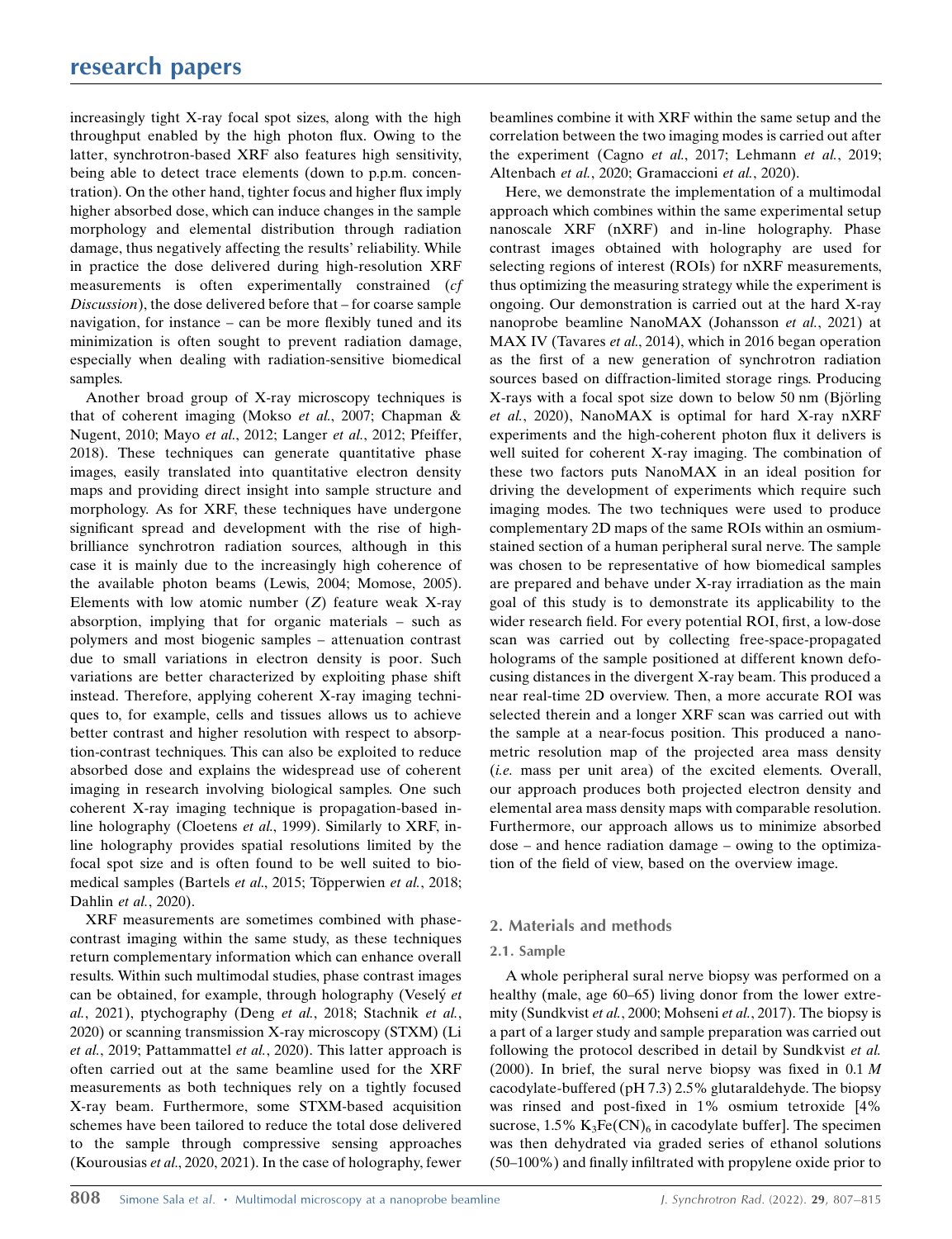increasingly tight X-ray focal spot sizes, along with the high throughput enabled by the high photon flux. Owing to the latter, synchrotron-based XRF also features high sensitivity, being able to detect trace elements (down to p.p.m. concentration). On the other hand, tighter focus and higher flux imply higher absorbed dose, which can induce changes in the sample morphology and elemental distribution through radiation damage, thus negatively affecting the results' reliability. While in practice the dose delivered during high-resolution XRF measurements is often experimentally constrained (*cf Discussion*), the dose delivered before that – for coarse sample navigation, for instance – can be more flexibly tuned and its minimization is often sought to prevent radiation damage, especially when dealing with radiation-sensitive biomedical samples.

Another broad group of X-ray microscopy techniques is that of coherent imaging (Mokso *et al.*, 2007; Chapman & Nugent, 2010; Mayo *et al.*, 2012; Langer *et al.*, 2012; Pfeiffer, 2018). These techniques can generate quantitative phase images, easily translated into quantitative electron density maps and providing direct insight into sample structure and morphology. As for XRF, these techniques have undergone significant spread and development with the rise of high-brilliance synchrotron radiation sources, although in this case it is mainly due to the increasingly high coherence of the available photon beams (Lewis, 2004; Momose, 2005). Elements with low atomic number ($Z$) feature weak X-ray absorption, implying that for organic materials – such as polymers and most biogenic samples – attenuation contrast due to small variations in electron density is poor. Such variations are better characterized by exploiting phase shift instead. Therefore, applying coherent X-ray imaging techniques to, for example, cells and tissues allows us to achieve better contrast and higher resolution with respect to absorption-contrast techniques. This can also be exploited to reduce absorbed dose and explains the widespread use of coherent imaging in research involving biological samples. One such coherent X-ray imaging technique is propagation-based in-line holography (Cloetens *et al.*, 1999). Similarly to XRF, in-line holography provides spatial resolutions limited by the focal spot size and is often found to be well suited to biomedical samples (Bartels *et al.*, 2015; Töpperwien *et al.*, 2018; Dahlin *et al.*, 2020).

XRF measurements are sometimes combined with phase-contrast imaging within the same study, as these techniques return complementary information which can enhance overall results. Within such multimodal studies, phase contrast images can be obtained, for example, through holography (Veselý *et al.*, 2021), ptychography (Deng *et al.*, 2018; Stachnik *et al.*, 2020) or scanning transmission X-ray microscopy (STXM) (Li *et al.*, 2019; Pattammattel *et al.*, 2020). This latter approach is often carried out at the same beamline used for the XRF measurements as both techniques rely on a tightly focused X-ray beam. Furthermore, some STXM-based acquisition schemes have been tailored to reduce the total dose delivered to the sample through compressive sensing approaches (Kourousias *et al.*, 2020, 2021). In the case of holography, fewer beamlines combine it with XRF within the same setup and the correlation between the two imaging modes is carried out after the experiment (Cagno *et al.*, 2017; Lehmann *et al.*, 2019; Altenbach *et al.*, 2020; Gramaccioni *et al.*, 2020).

Here, we demonstrate the implementation of a multimodal approach which combines within the same experimental setup nanoscale XRF (nXRF) and in-line holography. Phase contrast images obtained with holography are used for selecting regions of interest (ROIs) for nXRF measurements, thus optimizing the measuring strategy while the experiment is ongoing. Our demonstration is carried out at the hard X-ray nanoprobe beamline NanoMAX (Johansson *et al.*, 2021) at MAX IV (Tavares *et al.*, 2014), which in 2016 began operation as the first of a new generation of synchrotron radiation sources based on diffraction-limited storage rings. Producing X-rays with a focal spot size down to below 50 nm (Björling *et al.*, 2020), NanoMAX is optimal for hard X-ray nXRF experiments and the high-coherent photon flux it delivers is well suited for coherent X-ray imaging. The combination of these two factors puts NanoMAX in an ideal position for driving the development of experiments which require such imaging modes. The two techniques were used to produce complementary 2D maps of the same ROIs within an osmium-stained section of a human peripheral sural nerve. The sample was chosen to be representative of how biomedical samples are prepared and behave under X-ray irradiation as the main goal of this study is to demonstrate its applicability to the wider research field. For every potential ROI, first, a low-dose scan was carried out by collecting free-space-propagated holograms of the sample positioned at different known defocusing distances in the divergent X-ray beam. This produced a near real-time 2D overview. Then, a more accurate ROI was selected therein and a longer XRF scan was carried out with the sample at a near-focus position. This produced a nanometric resolution map of the projected area mass density (*i.e.* mass per unit area) of the excited elements. Overall, our approach produces both projected electron density and elemental area mass density maps with comparable resolution. Furthermore, our approach allows us to minimize absorbed dose – and hence radiation damage – owing to the optimization of the field of view, based on the overview image.

## 2. Materials and methods

### 2.1. Sample

A whole peripheral sural nerve biopsy was performed on a healthy (male, age 60–65) living donor from the lower extremity (Sundkvist *et al.*, 2000; Mohseni *et al.*, 2017). The biopsy is a part of a larger study and sample preparation was carried out following the protocol described in detail by Sundkvist *et al.* (2000). In brief, the sural nerve biopsy was fixed in 0.1 *M* cacodylate-buffered (pH 7.3) 2.5% glutaraldehyde. The biopsy was rinsed and post-fixed in 1% osmium tetroxide [4% sucrose, 1.5% $K_3Fe(CN)_6$ in cacodylate buffer]. The specimen was then dehydrated via graded series of ethanol solutions (50–100%) and finally infiltrated with propylene oxide prior to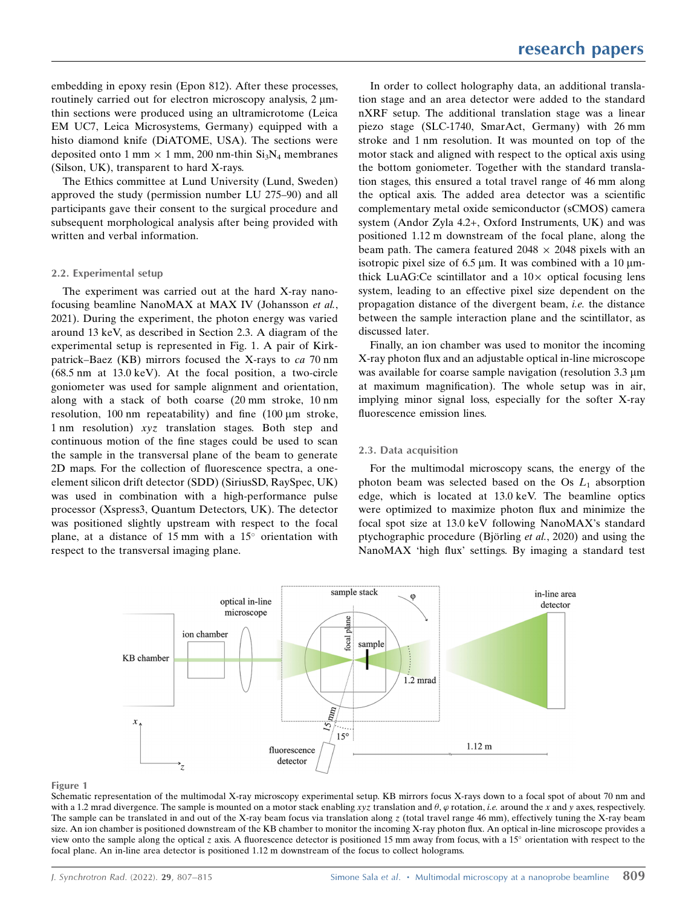embedding in epoxy resin (Epon 812). After these processes, routinely carried out for electron microscopy analysis, 2 µm-thin sections were produced using an ultramicrotome (Leica EM UC7, Leica Microsystems, Germany) equipped with a histo diamond knife (DiATOME, USA). The sections were deposited onto 1 mm × 1 mm, 200 nm-thin $Si_3N_4$ membranes (Silson, UK), transparent to hard X-rays.

The Ethics committee at Lund University (Lund, Sweden) approved the study (permission number LU 275–90) and all participants gave their consent to the surgical procedure and subsequent morphological analysis after being provided with written and verbal information.

### 2.2. Experimental setup

The experiment was carried out at the hard X-ray nanofocusing beamline NanoMAX at MAX IV (Johansson *et al.*, 2021). During the experiment, the photon energy was varied around 13 keV, as described in Section 2.3. A diagram of the experimental setup is represented in Fig. 1. A pair of Kirkpatrick–Baez (KB) mirrors focused the X-rays to *ca* 70 nm (68.5 nm at 13.0 keV). At the focal position, a two-circle goniometer was used for sample alignment and orientation, along with a stack of both coarse (20 mm stroke, 10 nm resolution, 100 nm repeatability) and fine (100 µm stroke, 1 nm resolution) *xyz* translation stages. Both step and continuous motion of the fine stages could be used to scan the sample in the transversal plane of the beam to generate 2D maps. For the collection of fluorescence spectra, a one-element silicon drift detector (SDD) (SiriusSD, RaySpec, UK) was used in combination with a high-performance pulse processor (Xspress3, Quantum Detectors, UK). The detector was positioned slightly upstream with respect to the focal plane, at a distance of 15 mm with a 15° orientation with respect to the transversal imaging plane.

In order to collect holography data, an additional translation stage and an area detector were added to the standard nXRF setup. The additional translation stage was a linear piezo stage (SLC-1740, SmarAct, Germany) with 26 mm stroke and 1 nm resolution. It was mounted on top of the motor stack and aligned with respect to the optical axis using the bottom goniometer. Together with the standard translation stages, this ensured a total travel range of 46 mm along the optical axis. The added area detector was a scientific complementary metal oxide semiconductor (sCMOS) camera system (Andor Zyla 4.2+, Oxford Instruments, UK) and was positioned 1.12 m downstream of the focal plane, along the beam path. The camera featured 2048 × 2048 pixels with an isotropic pixel size of 6.5 µm. It was combined with a 10 µm-thick LuAG:Ce scintillator and a 10× optical focusing lens system, leading to an effective pixel size dependent on the propagation distance of the divergent beam, *i.e.* the distance between the sample interaction plane and the scintillator, as discussed later.

Finally, an ion chamber was used to monitor the incoming X-ray photon flux and an adjustable optical in-line microscope was available for coarse sample navigation (resolution 3.3 µm at maximum magnification). The whole setup was in air, implying minor signal loss, especially for the softer X-ray fluorescence emission lines.

### 2.3. Data acquisition

For the multimodal microscopy scans, the energy of the photon beam was selected based on the Os $L_1$ absorption edge, which is located at 13.0 keV. The beamline optics were optimized to maximize photon flux and minimize the focal spot size at 13.0 keV following NanoMAX's standard ptychographic procedure (Björling *et al.*, 2020) and using the NanoMAX 'high flux' settings. By imaging a standard test

**Figure 1**
Schematic representation of the multimodal X-ray microscopy experimental setup. KB mirrors focus X-rays down to a focal spot of about 70 nm and with a 1.2 mrad divergence. The sample is mounted on a motor stack enabling *xyz* translation and $\theta$, $\varphi$ rotation, *i.e.* around the *x* and *y* axes, respectively. The sample can be translated in and out of the X-ray beam focus via translation along *z* (total travel range 46 mm), effectively tuning the X-ray beam size. An ion chamber is positioned downstream of the KB chamber to monitor the incoming X-ray photon flux. An optical in-line microscope provides a view onto the sample along the optical *z* axis. A fluorescence detector is positioned 15 mm away from focus, with a 15° orientation with respect to the focal plane. An in-line area detector is positioned 1.12 m downstream of the focus to collect holograms.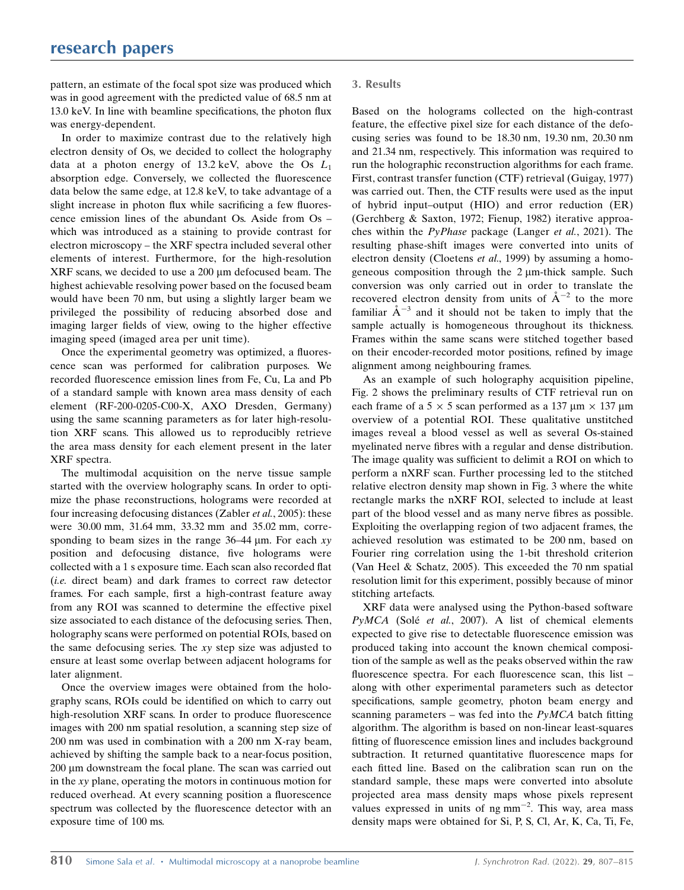pattern, an estimate of the focal spot size was produced which was in good agreement with the predicted value of 68.5 nm at 13.0 keV. In line with beamline specifications, the photon flux was energy-dependent.

In order to maximize contrast due to the relatively high electron density of Os, we decided to collect the holography data at a photon energy of 13.2 keV, above the Os $L_1$ absorption edge. Conversely, we collected the fluorescence data below the same edge, at 12.8 keV, to take advantage of a slight increase in photon flux while sacrificing a few fluorescence emission lines of the abundant Os. Aside from Os – which was introduced as a staining to provide contrast for electron microscopy – the XRF spectra included several other elements of interest. Furthermore, for the high-resolution XRF scans, we decided to use a 200 µm defocused beam. The highest achievable resolving power based on the focused beam would have been 70 nm, but using a slightly larger beam we privileged the possibility of reducing absorbed dose and imaging larger fields of view, owing to the higher effective imaging speed (imaged area per unit time).

Once the experimental geometry was optimized, a fluorescence scan was performed for calibration purposes. We recorded fluorescence emission lines from Fe, Cu, La and Pb of a standard sample with known area mass density of each element (RF-200-0205-C00-X, AXO Dresden, Germany) using the same scanning parameters as for later high-resolution XRF scans. This allowed us to reproducibly retrieve the area mass density for each element present in the later XRF spectra.

The multimodal acquisition on the nerve tissue sample started with the overview holography scans. In order to optimize the phase reconstructions, holograms were recorded at four increasing defocusing distances (Zabler *et al.*, 2005): these were 30.00 mm, 31.64 mm, 33.32 mm and 35.02 mm, corresponding to beam sizes in the range 36–44 µm. For each *xy* position and defocusing distance, five holograms were collected with a 1 s exposure time. Each scan also recorded flat (*i.e.* direct beam) and dark frames to correct raw detector frames. For each sample, first a high-contrast feature away from any ROI was scanned to determine the effective pixel size associated to each distance of the defocusing series. Then, holography scans were performed on potential ROIs, based on the same defocusing series. The *xy* step size was adjusted to ensure at least some overlap between adjacent holograms for later alignment.

Once the overview images were obtained from the holography scans, ROIs could be identified on which to carry out high-resolution XRF scans. In order to produce fluorescence images with 200 nm spatial resolution, a scanning step size of 200 nm was used in combination with a 200 nm X-ray beam, achieved by shifting the sample back to a near-focus position, 200 µm downstream the focal plane. The scan was carried out in the *xy* plane, operating the motors in continuous motion for reduced overhead. At every scanning position a fluorescence spectrum was collected by the fluorescence detector with an exposure time of 100 ms.

## 3. Results

Based on the holograms collected on the high-contrast feature, the effective pixel size for each distance of the defocusing series was found to be 18.30 nm, 19.30 nm, 20.30 nm and 21.34 nm, respectively. This information was required to run the holographic reconstruction algorithms for each frame. First, contrast transfer function (CTF) retrieval (Guigay, 1977) was carried out. Then, the CTF results were used as the input of hybrid input–output (HIO) and error reduction (ER) (Gerchberg & Saxton, 1972; Fienup, 1982) iterative approaches within the *PyPhase* package (Langer *et al.*, 2021). The resulting phase-shift images were converted into units of electron density (Cloetens *et al.*, 1999) by assuming a homogeneous composition through the 2 µm-thick sample. Such conversion was only carried out in order to translate the recovered electron density from units of $\text{Å}^{-2}$ to the more familiar $\text{Å}^{-3}$ and it should not be taken to imply that the sample actually is homogeneous throughout its thickness. Frames within the same scans were stitched together based on their encoder-recorded motor positions, refined by image alignment among neighbouring frames.

As an example of such holography acquisition pipeline, Fig. 2 shows the preliminary results of CTF retrieval run on each frame of a 5 × 5 scan performed as a 137 µm × 137 µm overview of a potential ROI. These qualitative unstitched images reveal a blood vessel as well as several Os-stained myelinated nerve fibres with a regular and dense distribution. The image quality was sufficient to delimit a ROI on which to perform a nXRF scan. Further processing led to the stitched relative electron density map shown in Fig. 3 where the white rectangle marks the nXRF ROI, selected to include at least part of the blood vessel and as many nerve fibres as possible. Exploiting the overlapping region of two adjacent frames, the achieved resolution was estimated to be 200 nm, based on Fourier ring correlation using the 1-bit threshold criterion (Van Heel & Schatz, 2005). This exceeded the 70 nm spatial resolution limit for this experiment, possibly because of minor stitching artefacts.

XRF data were analysed using the Python-based software *PyMCA* (Solé *et al.*, 2007). A list of chemical elements expected to give rise to detectable fluorescence emission was produced taking into account the known chemical composition of the sample as well as the peaks observed within the raw fluorescence spectra. For each fluorescence scan, this list – along with other experimental parameters such as detector specifications, sample geometry, photon beam energy and scanning parameters – was fed into the *PyMCA* batch fitting algorithm. The algorithm is based on non-linear least-squares fitting of fluorescence emission lines and includes background subtraction. It returned quantitative fluorescence maps for each fitted line. Based on the calibration scan run on the standard sample, these maps were converted into absolute projected area mass density maps whose pixels represent values expressed in units of ng $\text{mm}^{-2}$. This way, area mass density maps were obtained for Si, P, S, Cl, Ar, K, Ca, Ti, Fe,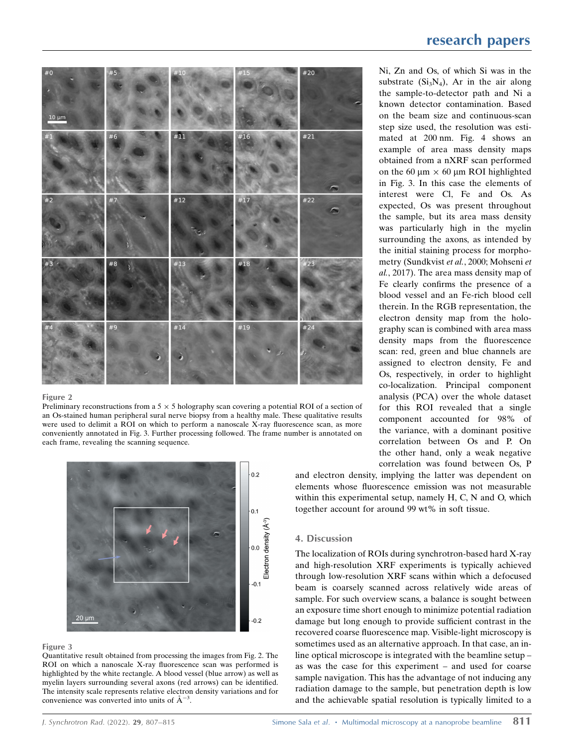Ni, Zn and Os, of which Si was in the substrate ($Si_3N_4$), Ar in the air along the sample-to-detector path and Ni a known detector contamination. Based on the beam size and continuous-scan step size used, the resolution was estimated at 200 nm. Fig. 4 shows an example of area mass density maps obtained from a nXRF scan performed on the 60 µm × 60 µm ROI highlighted in Fig. 3. In this case the elements of interest were Cl, Fe and Os. As expected, Os was present throughout the sample, but its area mass density was particularly high in the myelin surrounding the axons, as intended by the initial staining process for morphometry (Sundkvist *et al.*, 2000; Mohseni *et al.*, 2017). The area mass density map of Fe clearly confirms the presence of a blood vessel and an Fe-rich blood cell therein. In the RGB representation, the electron density map from the holography scan is combined with area mass density maps from the fluorescence scan: red, green and blue channels are assigned to electron density, Fe and Os, respectively, in order to highlight co-localization. Principal component analysis (PCA) over the whole dataset for this ROI revealed that a single component accounted for 98% of the variance, with a dominant positive correlation between Os and P. On the other hand, only a weak negative correlation was found between Os, P and electron density, implying the latter was dependent on elements whose fluorescence emission was not measurable within this experimental setup, namely H, C, N and O, which together account for around 99 wt% in soft tissue.

**Figure 2**
Preliminary reconstructions from a 5 × 5 holography scan covering a potential ROI of a section of an Os-stained human peripheral sural nerve biopsy from a healthy male. These qualitative results were used to delimit a ROI on which to perform a nanoscale X-ray fluorescence scan, as more conveniently annotated in Fig. 3. Further processing followed. The frame number is annotated on each frame, revealing the scanning sequence.

**Figure 3**
Quantitative result obtained from processing the images from Fig. 2. The ROI on which a nanoscale X-ray fluorescence scan was performed is highlighted by the white rectangle. A blood vessel (blue arrow) as well as myelin layers surrounding several axons (red arrows) can be identified. The intensity scale represents relative electron density variations and for convenience was converted into units of $Å^{-3}$.

## 4. Discussion

The localization of ROIs during synchrotron-based hard X-ray and high-resolution XRF experiments is typically achieved through low-resolution XRF scans within which a defocused beam is coarsely scanned across relatively wide areas of sample. For such overview scans, a balance is sought between an exposure time short enough to minimize potential radiation damage but long enough to provide sufficient contrast in the recovered coarse fluorescence map. Visible-light microscopy is sometimes used as an alternative approach. In that case, an in-line optical microscope is integrated with the beamline setup – as was the case for this experiment – and used for coarse sample navigation. This has the advantage of not inducing any radiation damage to the sample, but penetration depth is low and the achievable spatial resolution is typically limited to a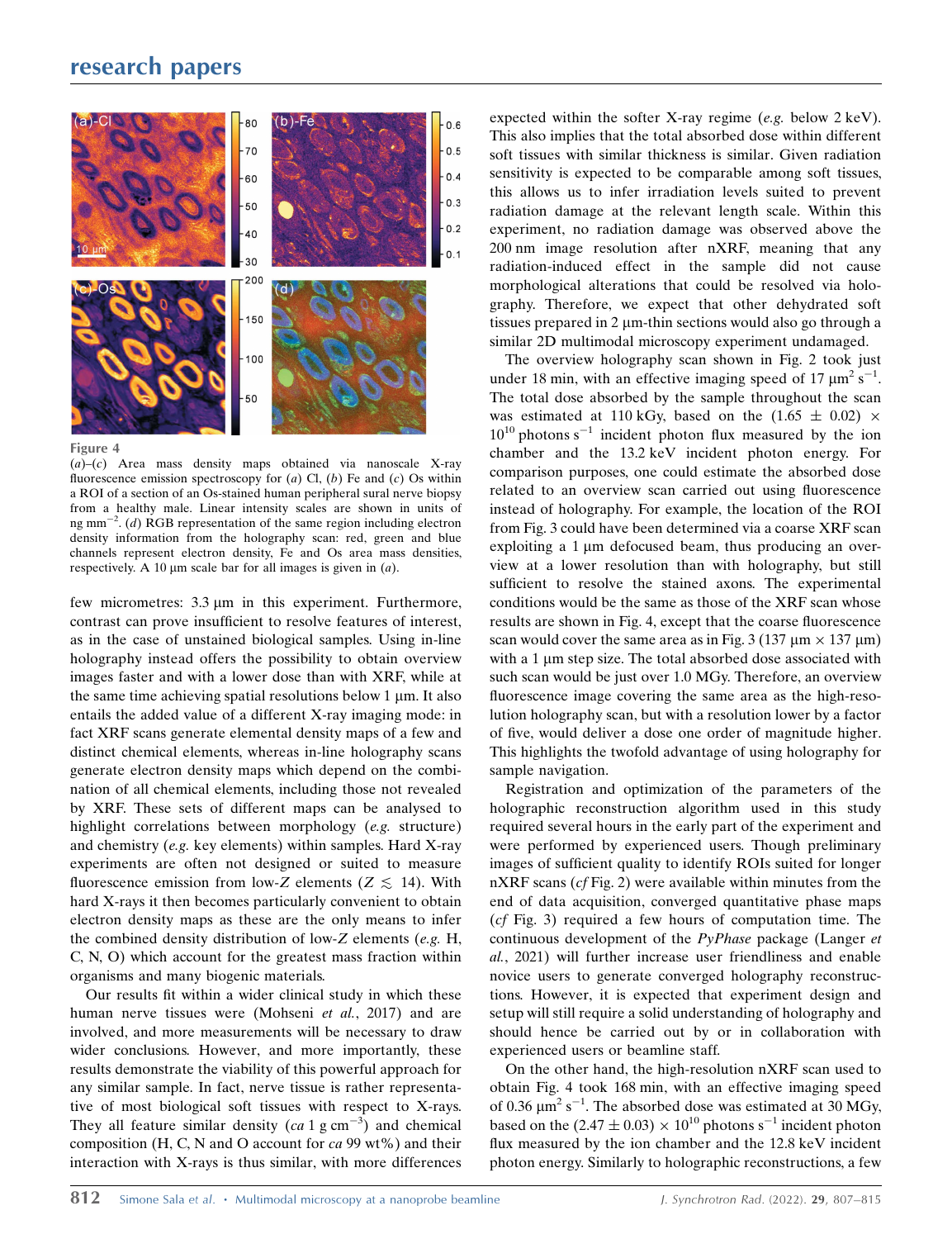Figure 4

(*a*)–(*c*) Area mass density maps obtained via nanoscale X-ray fluorescence emission spectroscopy for (*a*) Cl, (*b*) Fe and (*c*) Os within a ROI of a section of an Os-stained human peripheral sural nerve biopsy from a healthy male. Linear intensity scales are shown in units of ng mm$^{-2}$. (*d*) RGB representation of the same region including electron density information from the holography scan: red, green and blue channels represent electron density, Fe and Os area mass densities, respectively. A 10 µm scale bar for all images is given in (*a*).

few micrometres: 3.3 µm in this experiment. Furthermore, contrast can prove insufficient to resolve features of interest, as in the case of unstained biological samples. Using in-line holography instead offers the possibility to obtain overview images faster and with a lower dose than with XRF, while at the same time achieving spatial resolutions below 1 µm. It also entails the added value of a different X-ray imaging mode: in fact XRF scans generate elemental density maps of a few and distinct chemical elements, whereas in-line holography scans generate electron density maps which depend on the combination of all chemical elements, including those not revealed by XRF. These sets of different maps can be analysed to highlight correlations between morphology (*e.g.* structure) and chemistry (*e.g.* key elements) within samples. Hard X-ray experiments are often not designed or suited to measure fluorescence emission from low-$Z$ elements ($Z \lesssim 14$). With hard X-rays it then becomes particularly convenient to obtain electron density maps as these are the only means to infer the combined density distribution of low-$Z$ elements (*e.g.* H, C, N, O) which account for the greatest mass fraction within organisms and many biogenic materials.

Our results fit within a wider clinical study in which these human nerve tissues were (Mohseni *et al.*, 2017) and are involved, and more measurements will be necessary to draw wider conclusions. However, and more importantly, these results demonstrate the viability of this powerful approach for any similar sample. In fact, nerve tissue is rather representative of most biological soft tissues with respect to X-rays. They all feature similar density (*ca* 1 g cm$^{-3}$) and chemical composition (H, C, N and O account for *ca* 99 wt%) and their interaction with X-rays is thus similar, with more differences expected within the softer X-ray regime (*e.g.* below 2 keV). This also implies that the total absorbed dose within different soft tissues with similar thickness is similar. Given radiation sensitivity is expected to be comparable among soft tissues, this allows us to infer irradiation levels suited to prevent radiation damage at the relevant length scale. Within this experiment, no radiation damage was observed above the 200 nm image resolution after nXRF, meaning that any radiation-induced effect in the sample did not cause morphological alterations that could be resolved via holography. Therefore, we expect that other dehydrated soft tissues prepared in 2 µm-thin sections would also go through a similar 2D multimodal microscopy experiment undamaged.

The overview holography scan shown in Fig. 2 took just under 18 min, with an effective imaging speed of 17 µm$^2$ s$^{-1}$. The total dose absorbed by the sample throughout the scan was estimated at 110 kGy, based on the $(1.65 \pm 0.02) \times 10^{10}$ photons s$^{-1}$ incident photon flux measured by the ion chamber and the 13.2 keV incident photon energy. For comparison purposes, one could estimate the absorbed dose related to an overview scan carried out using fluorescence instead of holography. For example, the location of the ROI from Fig. 3 could have been determined via a coarse XRF scan exploiting a 1 µm defocused beam, thus producing an overview at a lower resolution than with holography, but still sufficient to resolve the stained axons. The experimental conditions would be the same as those of the XRF scan whose results are shown in Fig. 4, except that the coarse fluorescence scan would cover the same area as in Fig. 3 (137 µm × 137 µm) with a 1 µm step size. The total absorbed dose associated with such scan would be just over 1.0 MGy. Therefore, an overview fluorescence image covering the same area as the high-resolution holography scan, but with a resolution lower by a factor of five, would deliver a dose one order of magnitude higher. This highlights the twofold advantage of using holography for sample navigation.

Registration and optimization of the parameters of the holographic reconstruction algorithm used in this study required several hours in the early part of the experiment and were performed by experienced users. Though preliminary images of sufficient quality to identify ROIs suited for longer nXRF scans (*cf* Fig. 2) were available within minutes from the end of data acquisition, converged quantitative phase maps (*cf* Fig. 3) required a few hours of computation time. The continuous development of the *PyPhase* package (Langer *et al.*, 2021) will further increase user friendliness and enable novice users to generate converged holography reconstructions. However, it is expected that experiment design and setup will still require a solid understanding of holography and should hence be carried out by or in collaboration with experienced users or beamline staff.

On the other hand, the high-resolution nXRF scan used to obtain Fig. 4 took 168 min, with an effective imaging speed of 0.36 µm$^2$ s$^{-1}$. The absorbed dose was estimated at 30 MGy, based on the $(2.47 \pm 0.03) \times 10^{10}$ photons s$^{-1}$ incident photon flux measured by the ion chamber and the 12.8 keV incident photon energy. Similarly to holographic reconstructions, a few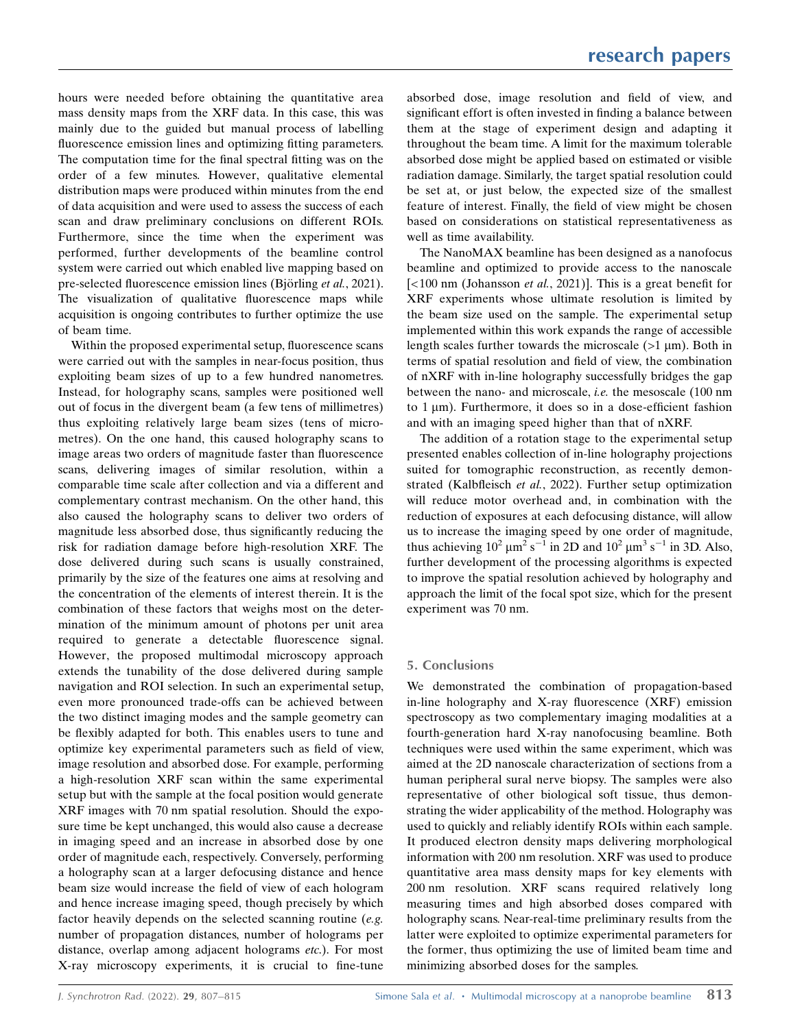hours were needed before obtaining the quantitative area mass density maps from the XRF data. In this case, this was mainly due to the guided but manual process of labelling fluorescence emission lines and optimizing fitting parameters. The computation time for the final spectral fitting was on the order of a few minutes. However, qualitative elemental distribution maps were produced within minutes from the end of data acquisition and were used to assess the success of each scan and draw preliminary conclusions on different ROIs. Furthermore, since the time when the experiment was performed, further developments of the beamline control system were carried out which enabled live mapping based on pre-selected fluorescence emission lines (Björling *et al.*, 2021). The visualization of qualitative fluorescence maps while acquisition is ongoing contributes to further optimize the use of beam time.

Within the proposed experimental setup, fluorescence scans were carried out with the samples in near-focus position, thus exploiting beam sizes of up to a few hundred nanometres. Instead, for holography scans, samples were positioned well out of focus in the divergent beam (a few tens of millimetres) thus exploiting relatively large beam sizes (tens of micrometres). On the one hand, this caused holography scans to image areas two orders of magnitude faster than fluorescence scans, delivering images of similar resolution, within a comparable time scale after collection and via a different and complementary contrast mechanism. On the other hand, this also caused the holography scans to deliver two orders of magnitude less absorbed dose, thus significantly reducing the risk for radiation damage before high-resolution XRF. The dose delivered during such scans is usually constrained, primarily by the size of the features one aims at resolving and the concentration of the elements of interest therein. It is the combination of these factors that weighs most on the determination of the minimum amount of photons per unit area required to generate a detectable fluorescence signal. However, the proposed multimodal microscopy approach extends the tunability of the dose delivered during sample navigation and ROI selection. In such an experimental setup, even more pronounced trade-offs can be achieved between the two distinct imaging modes and the sample geometry can be flexibly adapted for both. This enables users to tune and optimize key experimental parameters such as field of view, image resolution and absorbed dose. For example, performing a high-resolution XRF scan within the same experimental setup but with the sample at the focal position would generate XRF images with 70 nm spatial resolution. Should the exposure time be kept unchanged, this would also cause a decrease in imaging speed and an increase in absorbed dose by one order of magnitude each, respectively. Conversely, performing a holography scan at a larger defocusing distance and hence beam size would increase the field of view of each hologram and hence increase imaging speed, though precisely by which factor heavily depends on the selected scanning routine (*e.g.* number of propagation distances, number of holograms per distance, overlap among adjacent holograms *etc.*). For most X-ray microscopy experiments, it is crucial to fine-tune absorbed dose, image resolution and field of view, and significant effort is often invested in finding a balance between them at the stage of experiment design and adapting it throughout the beam time. A limit for the maximum tolerable absorbed dose might be applied based on estimated or visible radiation damage. Similarly, the target spatial resolution could be set at, or just below, the expected size of the smallest feature of interest. Finally, the field of view might be chosen based on considerations on statistical representativeness as well as time availability.

The NanoMAX beamline has been designed as a nanofocus beamline and optimized to provide access to the nanoscale [<100 nm (Johansson *et al.*, 2021)]. This is a great benefit for XRF experiments whose ultimate resolution is limited by the beam size used on the sample. The experimental setup implemented within this work expands the range of accessible length scales further towards the microscale (>1 µm). Both in terms of spatial resolution and field of view, the combination of nXRF with in-line holography successfully bridges the gap between the nano- and microscale, *i.e.* the mesoscale (100 nm to 1 µm). Furthermore, it does so in a dose-efficient fashion and with an imaging speed higher than that of nXRF.

The addition of a rotation stage to the experimental setup presented enables collection of in-line holography projections suited for tomographic reconstruction, as recently demonstrated (Kalbfleisch *et al.*, 2022). Further setup optimization will reduce motor overhead and, in combination with the reduction of exposures at each defocusing distance, will allow us to increase the imaging speed by one order of magnitude, thus achieving $10^2$ µm$^2$ s$^{-1}$ in 2D and $10^2$ µm$^3$ s$^{-1}$ in 3D. Also, further development of the processing algorithms is expected to improve the spatial resolution achieved by holography and approach the limit of the focal spot size, which for the present experiment was 70 nm.

## 5. Conclusions

We demonstrated the combination of propagation-based in-line holography and X-ray fluorescence (XRF) emission spectroscopy as two complementary imaging modalities at a fourth-generation hard X-ray nanofocusing beamline. Both techniques were used within the same experiment, which was aimed at the 2D nanoscale characterization of sections from a human peripheral sural nerve biopsy. The samples were also representative of other biological soft tissue, thus demonstrating the wider applicability of the method. Holography was used to quickly and reliably identify ROIs within each sample. It produced electron density maps delivering morphological information with 200 nm resolution. XRF was used to produce quantitative area mass density maps for key elements with 200 nm resolution. XRF scans required relatively long measuring times and high absorbed doses compared with holography scans. Near-real-time preliminary results from the latter were exploited to optimize experimental parameters for the former, thus optimizing the use of limited beam time and minimizing absorbed doses for the samples.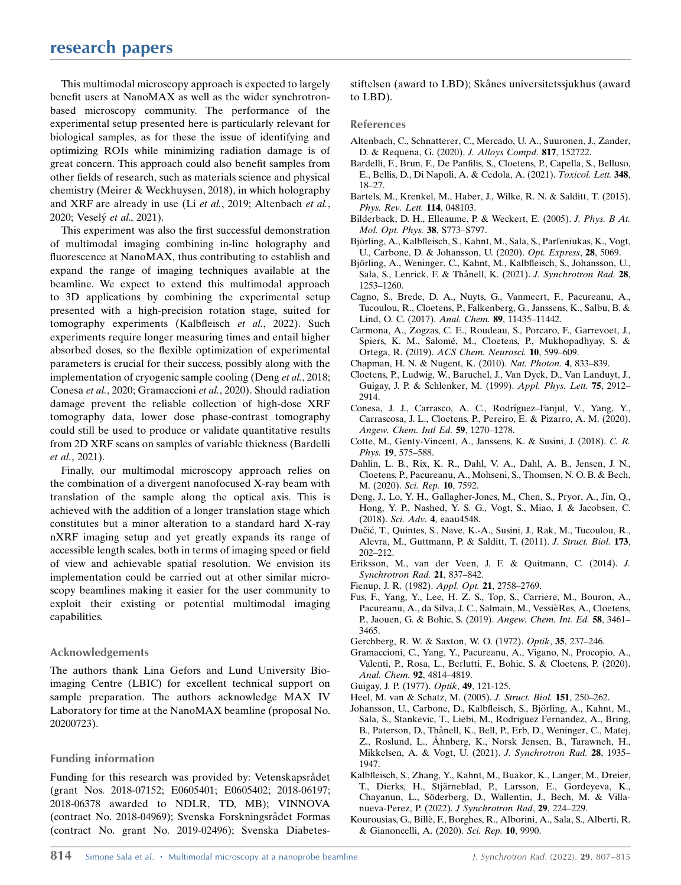This multimodal microscopy approach is expected to largely benefit users at NanoMAX as well as the wider synchrotron-based microscopy community. The performance of the experimental setup presented here is particularly relevant for biological samples, as for these the issue of identifying and optimizing ROIs while minimizing radiation damage is of great concern. This approach could also benefit samples from other fields of research, such as materials science and physical chemistry (Meirer & Weckhuysen, 2018), in which holography and XRF are already in use (Li *et al.*, 2019; Altenbach *et al.*, 2020; Veselý *et al.*, 2021).

This experiment was also the first successful demonstration of multimodal imaging combining in-line holography and fluorescence at NanoMAX, thus contributing to establish and expand the range of imaging techniques available at the beamline. We expect to extend this multimodal approach to 3D applications by combining the experimental setup presented with a high-precision rotation stage, suited for tomography experiments (Kalbfleisch *et al.*, 2022). Such experiments require longer measuring times and entail higher absorbed doses, so the flexible optimization of experimental parameters is crucial for their success, possibly along with the implementation of cryogenic sample cooling (Deng *et al.*, 2018; Conesa *et al.*, 2020; Gramaccioni *et al.*, 2020). Should radiation damage prevent the reliable collection of high-dose XRF tomography data, lower dose phase-contrast tomography could still be used to produce or validate quantitative results from 2D XRF scans on samples of variable thickness (Bardelli *et al.*, 2021).

Finally, our multimodal microscopy approach relies on the combination of a divergent nanofocused X-ray beam with translation of the sample along the optical axis. This is achieved with the addition of a longer translation stage which constitutes but a minor alteration to a standard hard X-ray nXRF imaging setup and yet greatly expands its range of accessible length scales, both in terms of imaging speed or field of view and achievable spatial resolution. We envision its implementation could be carried out at other similar microscopy beamlines making it easier for the user community to exploit their existing or potential multimodal imaging capabilities.

## Acknowledgements

The authors thank Lina Gefors and Lund University Bioimaging Centre (LBIC) for excellent technical support on sample preparation. The authors acknowledge MAX IV Laboratory for time at the NanoMAX beamline (proposal No. 20200723).

## Funding information

Funding for this research was provided by: Vetenskapsrådet (grant Nos. 2018-07152; E0605401; E0605402; 2018-06197; 2018-06378 awarded to NDLR, TD, MB); VINNOVA (contract No. 2018-04969); Svenska Forskningsrådet Formas (contract No. grant No. 2019-02496); Svenska Diabetes-stiftelsen (award to LBD); Skånes universitetssjukhus (award to LBD).

## References

Altenbach, C., Schnatterer, C., Mercado, U. A., Suuronen, J., Zander, D. & Requena, G. (2020). *J. Alloys Compd.* **817**, 152722.

Bardelli, F., Brun, F., De Panfilis, S., Cloetens, P., Capella, S., Belluso, E., Bellis, D., Di Napoli, A. & Cedola, A. (2021). *Toxicol. Lett.* **348**, 18–27.

Bartels, M., Krenkel, M., Haber, J., Wilke, R. N. & Salditt, T. (2015). *Phys. Rev. Lett.* **114**, 048103.

Bilderback, D. H., Elleaume, P. & Weckert, E. (2005). *J. Phys. B At. Mol. Opt. Phys.* **38**, S773–S797.

Björling, A., Kalbfleisch, S., Kahnt, M., Sala, S., Parfeniukas, K., Vogt, U., Carbone, D. & Johansson, U. (2020). *Opt. Express*, **28**, 5069.

Björling, A., Weninger, C., Kahnt, M., Kalbfleisch, S., Johansson, U., Sala, S., Lenrick, F. & Thånell, K. (2021). *J. Synchrotron Rad.* **28**, 1253–1260.

Cagno, S., Brede, D. A., Nuyts, G., Vanmeert, F., Pacureanu, A., Tucoulou, R., Cloetens, P., Falkenberg, G., Janssens, K., Salbu, B. & Lind, O. C. (2017). *Anal. Chem.* **89**, 11435–11442.

Carmona, A., Zogzas, C. E., Roudeau, S., Porcaro, F., Garrevoet, J., Spiers, K. M., Salomé, M., Cloetens, P., Mukhopadhyay, S. & Ortega, R. (2019). *ACS Chem. Neurosci.* **10**, 599–609.

Chapman, H. N. & Nugent, K. (2010). *Nat. Photon.* **4**, 833–839.

Cloetens, P., Ludwig, W., Baruchel, J., Van Dyck, D., Van Landuyt, J., Guigay, J. P. & Schlenker, M. (1999). *Appl. Phys. Lett.* **75**, 2912–2914.

Conesa, J. J., Carrasco, A. C., Rodríguez–Fanjul, V., Yang, Y., Carrascosa, J. L., Cloetens, P., Pereiro, E. & Pizarro, A. M. (2020). *Angew. Chem. Intl Ed.* **59**, 1270–1278.

Cotte, M., Genty-Vincent, A., Janssens, K. & Susini, J. (2018). *C. R. Phys.* **19**, 575–588.

Dahlin, L. B., Rix, K. R., Dahl, V. A., Dahl, A. B., Jensen, J. N., Cloetens, P., Pacureanu, A., Mohseni, S., Thomsen, N. O. B. & Bech, M. (2020). *Sci. Rep.* **10**, 7592.

Deng, J., Lo, Y. H., Gallagher-Jones, M., Chen, S., Pryor, A., Jin, Q., Hong, Y. P., Nashed, Y. S. G., Vogt, S., Miao, J. & Jacobsen, C. (2018). *Sci. Adv.* **4**, eaau4548.

Dučić, T., Quintes, S., Nave, K.-A., Susini, J., Rak, M., Tucoulou, R., Alevra, M., Guttmann, P. & Salditt, T. (2011). *J. Struct. Biol.* **173**, 202–212.

Eriksson, M., van der Veen, J. F. & Quitmann, C. (2014). *J. Synchrotron Rad.* **21**, 837–842.

Fienup, J. R. (1982). *Appl. Opt.* **21**, 2758–2769.

Fus, F., Yang, Y., Lee, H. Z. S., Top, S., Carriere, M., Bouron, A., Pacureanu, A., da Silva, J. C., Salmain, M., VessièRes, A., Cloetens, P., Jaouen, G. & Bohic, S. (2019). *Angew. Chem. Int. Ed.* **58**, 3461–3465.

Gerchberg, R. W. & Saxton, W. O. (1972). *Optik*, **35**, 237–246.

Gramaccioni, C., Yang, Y., Pacureanu, A., Vigano, N., Procopio, A., Valenti, P., Rosa, L., Berlutti, F., Bohic, S. & Cloetens, P. (2020). *Anal. Chem.* **92**, 4814–4819.

Guigay, J. P. (1977). *Optik*, **49**, 121-125.

Heel, M. van & Schatz, M. (2005). *J. Struct. Biol.* **151**, 250–262.

Johansson, U., Carbone, D., Kalbfleisch, S., Björling, A., Kahnt, M., Sala, S., Stankevic, T., Liebi, M., Rodriguez Fernandez, A., Bring, B., Paterson, D., Thånell, K., Bell, P., Erb, D., Weninger, C., Matej, Z., Roslund, L., Åhnberg, K., Norsk Jensen, B., Tarawneh, H., Mikkelsen, A. & Vogt, U. (2021). *J. Synchrotron Rad.* **28**, 1935–1947.

Kalbfleisch, S., Zhang, Y., Kahnt, M., Buakor, K., Langer, M., Dreier, T., Dierks, H., Stjärneblad, P., Larsson, E., Gordeyeva, K., Chayanun, L., Söderberg, D., Wallentin, J., Bech, M. & Villanueva-Perez, P. (2022). *J Synchrotron Rad*, **29**, 224–229.

Kourousias, G., Billè, F., Borghes, R., Alborini, A., Sala, S., Alberti, R. & Gianoncelli, A. (2020). *Sci. Rep.* **10**, 9990.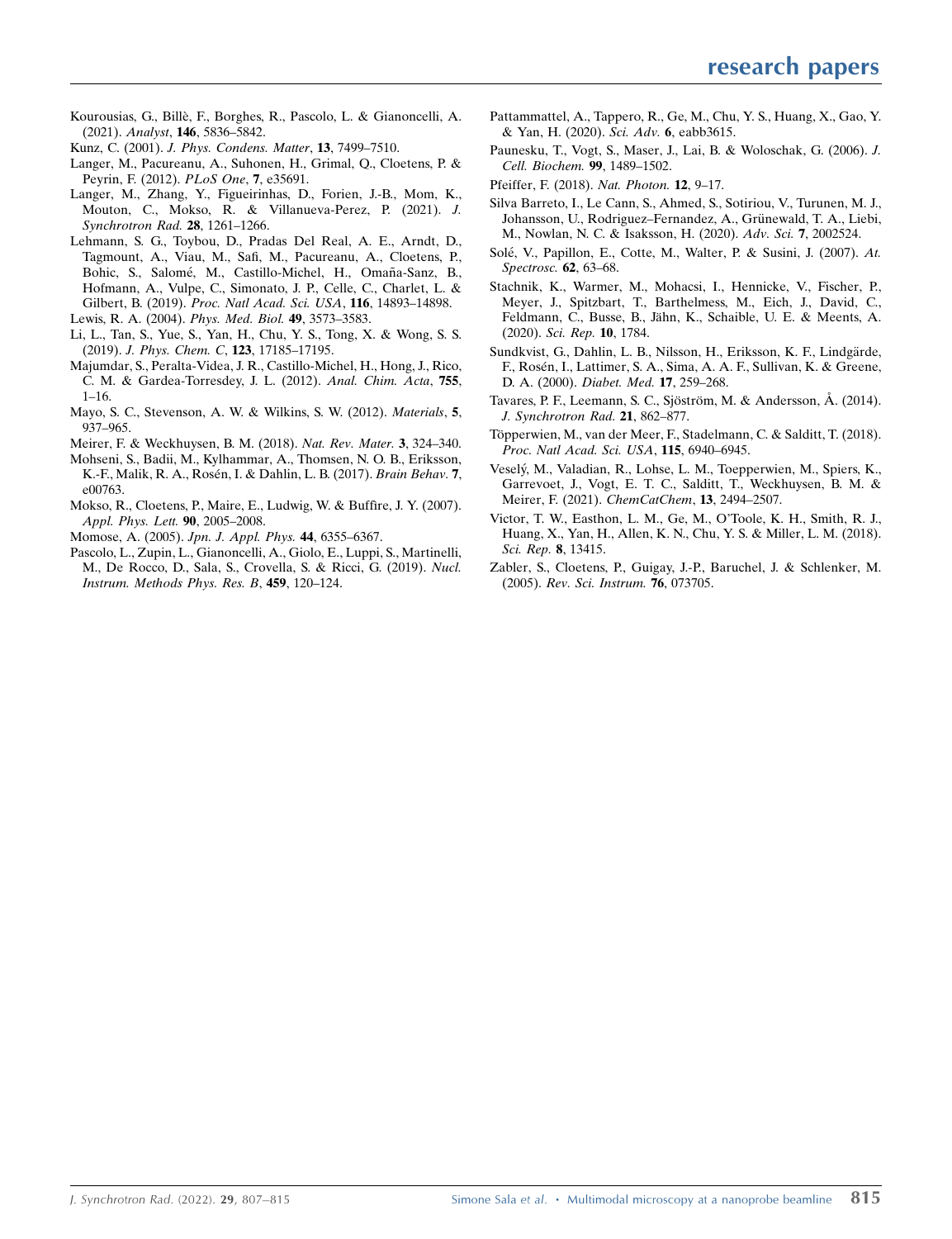Kourousias, G., Billè, F., Borghes, R., Pascolo, L. & Gianoncelli, A. (2021). *Analyst*, **146**, 5836–5842.

Kunz, C. (2001). *J. Phys. Condens. Matter*, **13**, 7499–7510.

Langer, M., Pacureanu, A., Suhonen, H., Grimal, Q., Cloetens, P. & Peyrin, F. (2012). *PLoS One*, **7**, e35691.

Langer, M., Zhang, Y., Figueirinhas, D., Forien, J.-B., Mom, K., Mouton, C., Mokso, R. & Villanueva-Perez, P. (2021). *J. Synchrotron Rad.* **28**, 1261–1266.

Lehmann, S. G., Toybou, D., Pradas Del Real, A. E., Arndt, D., Tagmount, A., Viau, M., Safi, M., Pacureanu, A., Cloetens, P., Bohic, S., Salomé, M., Castillo-Michel, H., Omaña-Sanz, B., Hofmann, A., Vulpe, C., Simonato, J. P., Celle, C., Charlet, L. & Gilbert, B. (2019). *Proc. Natl Acad. Sci. USA*, **116**, 14893–14898.

Lewis, R. A. (2004). *Phys. Med. Biol.* **49**, 3573–3583.

Li, L., Tan, S., Yue, S., Yan, H., Chu, Y. S., Tong, X. & Wong, S. S. (2019). *J. Phys. Chem. C*, **123**, 17185–17195.

Majumdar, S., Peralta-Videa, J. R., Castillo-Michel, H., Hong, J., Rico, C. M. & Gardea-Torresdey, J. L. (2012). *Anal. Chim. Acta*, **755**, 1–16.

Mayo, S. C., Stevenson, A. W. & Wilkins, S. W. (2012). *Materials*, **5**, 937–965.

Meirer, F. & Weckhuysen, B. M. (2018). *Nat. Rev. Mater.* **3**, 324–340.

Mohseni, S., Badii, M., Kylhammar, A., Thomsen, N. O. B., Eriksson, K.-F., Malik, R. A., Rosén, I. & Dahlin, L. B. (2017). *Brain Behav.* **7**, e00763.

Mokso, R., Cloetens, P., Maire, E., Ludwig, W. & Buffire, J. Y. (2007). *Appl. Phys. Lett.* **90**, 2005–2008.

Momose, A. (2005). *Jpn. J. Appl. Phys.* **44**, 6355–6367.

Pascolo, L., Zupin, L., Gianoncelli, A., Giolo, E., Luppi, S., Martinelli, M., De Rocco, D., Sala, S., Crovella, S. & Ricci, G. (2019). *Nucl. Instrum. Methods Phys. Res. B*, **459**, 120–124.

Pattammattel, A., Tappero, R., Ge, M., Chu, Y. S., Huang, X., Gao, Y. & Yan, H. (2020). *Sci. Adv.* **6**, eabb3615.

Paunesku, T., Vogt, S., Maser, J., Lai, B. & Woloschak, G. (2006). *J. Cell. Biochem.* **99**, 1489–1502.

Pfeiffer, F. (2018). *Nat. Photon.* **12**, 9–17.

Silva Barreto, I., Le Cann, S., Ahmed, S., Sotiriou, V., Turunen, M. J., Johansson, U., Rodriguez–Fernandez, A., Grünewald, T. A., Liebi, M., Nowlan, N. C. & Isaksson, H. (2020). *Adv. Sci.* **7**, 2002524.

Solé, V., Papillon, E., Cotte, M., Walter, P. & Susini, J. (2007). *At. Spectrosc.* **62**, 63–68.

Stachnik, K., Warmer, M., Mohacsi, I., Hennicke, V., Fischer, P., Meyer, J., Spitzbart, T., Barthelmess, M., Eich, J., David, C., Feldmann, C., Busse, B., Jähn, K., Schaible, U. E. & Meents, A. (2020). *Sci. Rep.* **10**, 1784.

Sundkvist, G., Dahlin, L. B., Nilsson, H., Eriksson, K. F., Lindgärde, F., Rosén, I., Lattimer, S. A., Sima, A. A. F., Sullivan, K. & Greene, D. A. (2000). *Diabet. Med.* **17**, 259–268.

Tavares, P. F., Leemann, S. C., Sjöström, M. & Andersson, Å. (2014). *J. Synchrotron Rad.* **21**, 862–877.

Töpperwien, M., van der Meer, F., Stadelmann, C. & Salditt, T. (2018). *Proc. Natl Acad. Sci. USA*, **115**, 6940–6945.

Veselý, M., Valadian, R., Lohse, L. M., Toepperwien, M., Spiers, K., Garrevoet, J., Vogt, E. T. C., Salditt, T., Weckhuysen, B. M. & Meirer, F. (2021). *ChemCatChem*, **13**, 2494–2507.

Victor, T. W., Easthon, L. M., Ge, M., O'Toole, K. H., Smith, R. J., Huang, X., Yan, H., Allen, K. N., Chu, Y. S. & Miller, L. M. (2018). *Sci. Rep.* **8**, 13415.

Zabler, S., Cloetens, P., Guigay, J.-P., Baruchel, J. & Schlenker, M. (2005). *Rev. Sci. Instrum.* **76**, 073705.